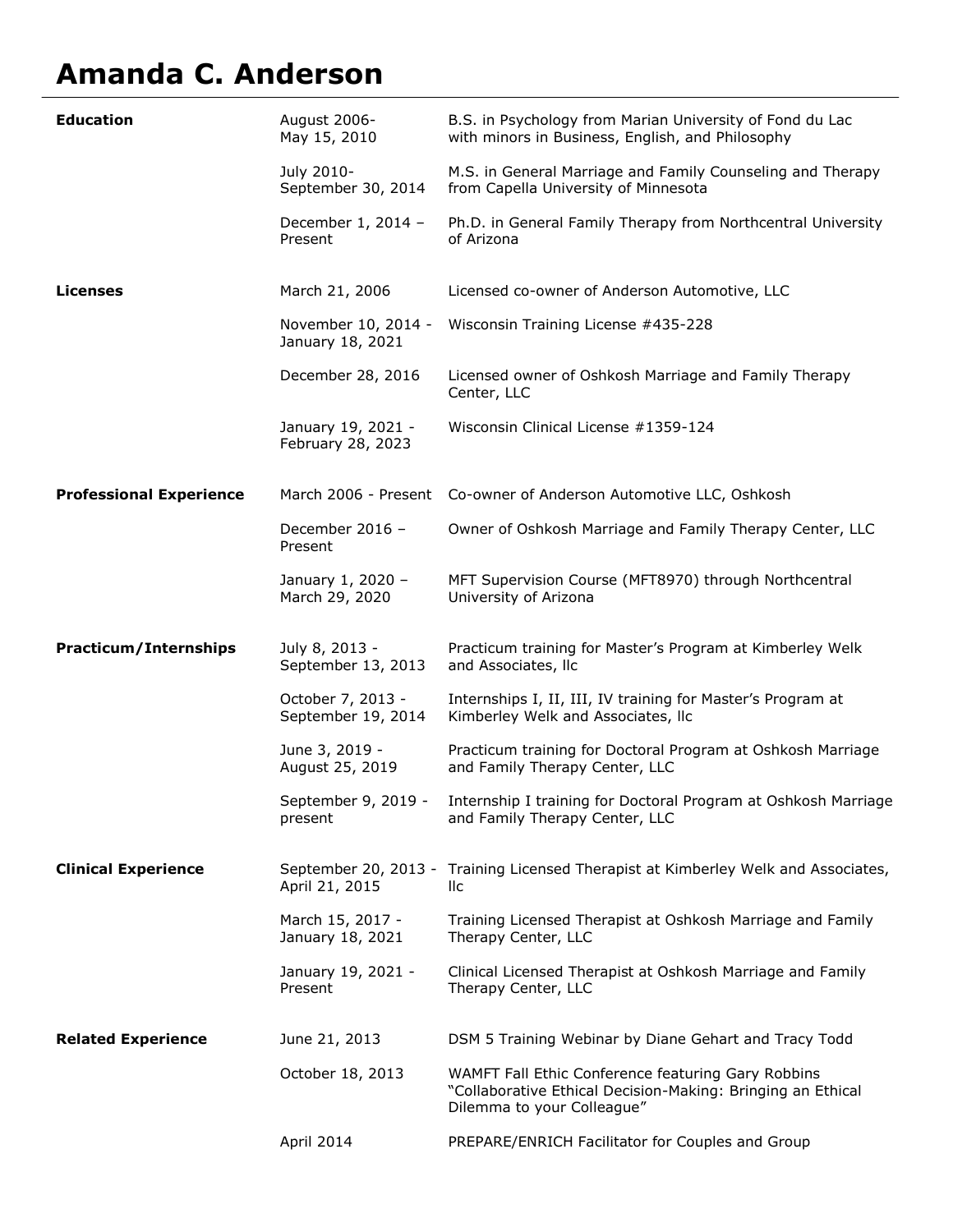# Amanda C. Anderson

## Education

| | |
|---|---|
| August 2006- May 15, 2010 | B.S. in Psychology from Marian University of Fond du Lac with minors in Business, English, and Philosophy |
| July 2010- September 30, 2014 | M.S. in General Marriage and Family Counseling and Therapy from Capella University of Minnesota |
| December 1, 2014 – Present | Ph.D. in General Family Therapy from Northcentral University of Arizona |

## Licenses

| | |
|---|---|
| March 21, 2006 | Licensed co-owner of Anderson Automotive, LLC |
| November 10, 2014 - January 18, 2021 | Wisconsin Training License #435-228 |
| December 28, 2016 | Licensed owner of Oshkosh Marriage and Family Therapy Center, LLC |
| January 19, 2021 - February 28, 2023 | Wisconsin Clinical License #1359-124 |

## Professional Experience

| | |
|---|---|
| March 2006 - Present | Co-owner of Anderson Automotive LLC, Oshkosh |
| December 2016 – Present | Owner of Oshkosh Marriage and Family Therapy Center, LLC |
| January 1, 2020 – March 29, 2020 | MFT Supervision Course (MFT8970) through Northcentral University of Arizona |

## Practicum/Internships

| | |
|---|---|
| July 8, 2013 - September 13, 2013 | Practicum training for Master's Program at Kimberley Welk and Associates, llc |
| October 7, 2013 - September 19, 2014 | Internships I, II, III, IV training for Master's Program at Kimberley Welk and Associates, llc |
| June 3, 2019 - August 25, 2019 | Practicum training for Doctoral Program at Oshkosh Marriage and Family Therapy Center, LLC |
| September 9, 2019 - present | Internship I training for Doctoral Program at Oshkosh Marriage and Family Therapy Center, LLC |

## Clinical Experience

| | |
|---|---|
| September 20, 2013 - April 21, 2015 | Training Licensed Therapist at Kimberley Welk and Associates, llc |
| March 15, 2017 - January 18, 2021 | Training Licensed Therapist at Oshkosh Marriage and Family Therapy Center, LLC |
| January 19, 2021 - Present | Clinical Licensed Therapist at Oshkosh Marriage and Family Therapy Center, LLC |

## Related Experience

| | |
|---|---|
| June 21, 2013 | DSM 5 Training Webinar by Diane Gehart and Tracy Todd |
| October 18, 2013 | WAMFT Fall Ethic Conference featuring Gary Robbins "Collaborative Ethical Decision-Making: Bringing an Ethical Dilemma to your Colleague" |
| April 2014 | PREPARE/ENRICH Facilitator for Couples and Group |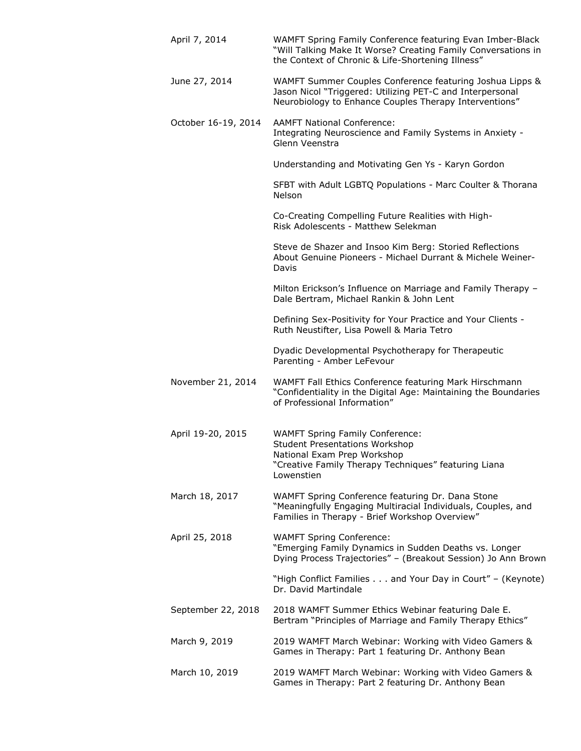| | |
|---|---|
| April 7, 2014 | WAMFT Spring Family Conference featuring Evan Imber-Black "Will Talking Make It Worse? Creating Family Conversations in the Context of Chronic & Life-Shortening Illness" |
| June 27, 2014 | WAMFT Summer Couples Conference featuring Joshua Lipps & Jason Nicol "Triggered: Utilizing PET-C and Interpersonal Neurobiology to Enhance Couples Therapy Interventions" |
| October 16-19, 2014 | AAMFT National Conference:<br>Integrating Neuroscience and Family Systems in Anxiety - Glenn Veenstra<br><br>Understanding and Motivating Gen Ys - Karyn Gordon<br><br>SFBT with Adult LGBTQ Populations - Marc Coulter & Thorana Nelson<br><br>Co-Creating Compelling Future Realities with High-Risk Adolescents - Matthew Selekman<br><br>Steve de Shazer and Insoo Kim Berg: Storied Reflections About Genuine Pioneers - Michael Durrant & Michele Weiner-Davis<br><br>Milton Erickson's Influence on Marriage and Family Therapy – Dale Bertram, Michael Rankin & John Lent<br><br>Defining Sex-Positivity for Your Practice and Your Clients - Ruth Neustifter, Lisa Powell & Maria Tetro<br><br>Dyadic Developmental Psychotherapy for Therapeutic Parenting - Amber LeFevour |
| November 21, 2014 | WAMFT Fall Ethics Conference featuring Mark Hirschmann "Confidentiality in the Digital Age: Maintaining the Boundaries of Professional Information" |
| April 19-20, 2015 | WAMFT Spring Family Conference:<br>Student Presentations Workshop<br>National Exam Prep Workshop<br>"Creative Family Therapy Techniques" featuring Liana Lowenstien |
| March 18, 2017 | WAMFT Spring Conference featuring Dr. Dana Stone "Meaningfully Engaging Multiracial Individuals, Couples, and Families in Therapy - Brief Workshop Overview" |
| April 25, 2018 | WAMFT Spring Conference:<br>"Emerging Family Dynamics in Sudden Deaths vs. Longer Dying Process Trajectories" – (Breakout Session) Jo Ann Brown<br><br>"High Conflict Families . . . and Your Day in Court" – (Keynote) Dr. David Martindale |
| September 22, 2018 | 2018 WAMFT Summer Ethics Webinar featuring Dale E. Bertram "Principles of Marriage and Family Therapy Ethics" |
| March 9, 2019 | 2019 WAMFT March Webinar: Working with Video Gamers & Games in Therapy: Part 1 featuring Dr. Anthony Bean |
| March 10, 2019 | 2019 WAMFT March Webinar: Working with Video Gamers & Games in Therapy: Part 2 featuring Dr. Anthony Bean |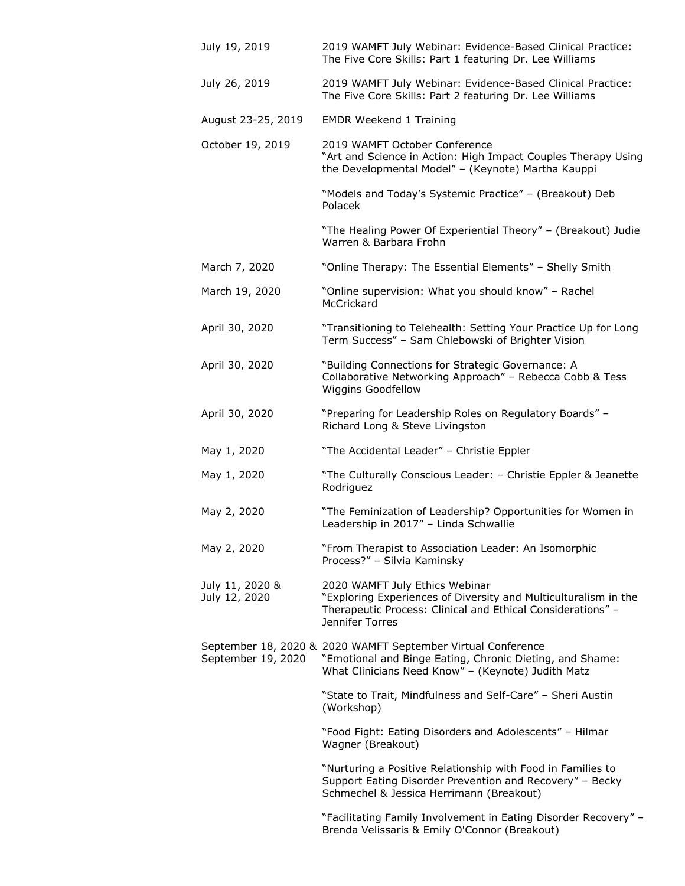| | |
|---|---|
| July 19, 2019 | 2019 WAMFT July Webinar: Evidence-Based Clinical Practice: The Five Core Skills: Part 1 featuring Dr. Lee Williams |
| July 26, 2019 | 2019 WAMFT July Webinar: Evidence-Based Clinical Practice: The Five Core Skills: Part 2 featuring Dr. Lee Williams |
| August 23-25, 2019 | EMDR Weekend 1 Training |
| October 19, 2019 | 2019 WAMFT October Conference<br>"Art and Science in Action: High Impact Couples Therapy Using the Developmental Model" – (Keynote) Martha Kauppi |
| | "Models and Today's Systemic Practice" – (Breakout) Deb Polacek |
| | "The Healing Power Of Experiential Theory" – (Breakout) Judie Warren & Barbara Frohn |
| March 7, 2020 | "Online Therapy: The Essential Elements" – Shelly Smith |
| March 19, 2020 | "Online supervision: What you should know" – Rachel McCrickard |
| April 30, 2020 | "Transitioning to Telehealth: Setting Your Practice Up for Long Term Success" – Sam Chlebowski of Brighter Vision |
| April 30, 2020 | "Building Connections for Strategic Governance: A Collaborative Networking Approach" – Rebecca Cobb & Tess Wiggins Goodfellow |
| April 30, 2020 | "Preparing for Leadership Roles on Regulatory Boards" – Richard Long & Steve Livingston |
| May 1, 2020 | "The Accidental Leader" – Christie Eppler |
| May 1, 2020 | "The Culturally Conscious Leader: – Christie Eppler & Jeanette Rodriguez |
| May 2, 2020 | "The Feminization of Leadership? Opportunities for Women in Leadership in 2017" – Linda Schwallie |
| May 2, 2020 | "From Therapist to Association Leader: An Isomorphic Process?" – Silvia Kaminsky |
| July 11, 2020 & July 12, 2020 | 2020 WAMFT July Ethics Webinar<br>"Exploring Experiences of Diversity and Multiculturalism in the Therapeutic Process: Clinical and Ethical Considerations" – Jennifer Torres |
| September 18, 2020 & September 19, 2020 | 2020 WAMFT September Virtual Conference<br>"Emotional and Binge Eating, Chronic Dieting, and Shame: What Clinicians Need Know" – (Keynote) Judith Matz |
| | "State to Trait, Mindfulness and Self-Care" – Sheri Austin (Workshop) |
| | "Food Fight: Eating Disorders and Adolescents" – Hilmar Wagner (Breakout) |
| | "Nurturing a Positive Relationship with Food in Families to Support Eating Disorder Prevention and Recovery" – Becky Schmechel & Jessica Herrimann (Breakout) |
| | "Facilitating Family Involvement in Eating Disorder Recovery" – Brenda Velissaris & Emily O'Connor (Breakout) |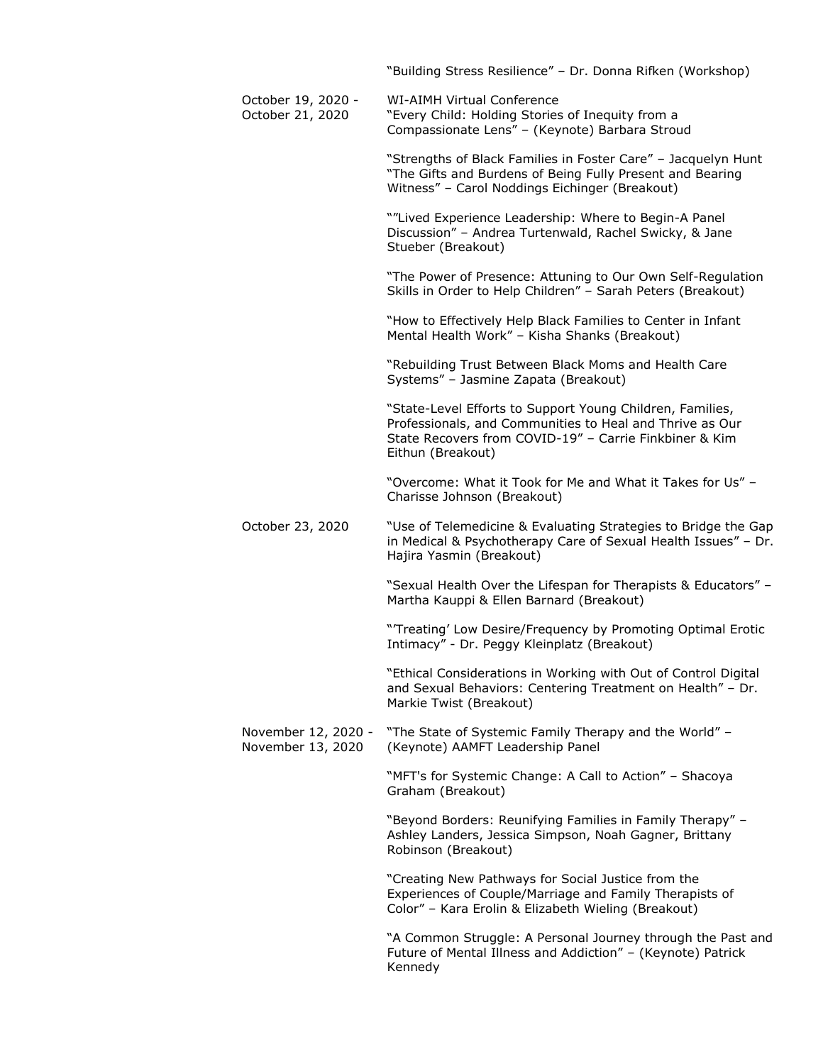| | |
|---|---|
| | "Building Stress Resilience" – Dr. Donna Rifken (Workshop) |
| October 19, 2020 - October 21, 2020 | WI-AIMH Virtual Conference<br>"Every Child: Holding Stories of Inequity from a Compassionate Lens" – (Keynote) Barbara Stroud |
| | "Strengths of Black Families in Foster Care" – Jacquelyn Hunt<br>"The Gifts and Burdens of Being Fully Present and Bearing Witness" – Carol Noddings Eichinger (Breakout) |
| | ""Lived Experience Leadership: Where to Begin-A Panel Discussion" – Andrea Turtenwald, Rachel Swicky, & Jane Stueber (Breakout) |
| | "The Power of Presence: Attuning to Our Own Self-Regulation Skills in Order to Help Children" – Sarah Peters (Breakout) |
| | "How to Effectively Help Black Families to Center in Infant Mental Health Work" – Kisha Shanks (Breakout) |
| | "Rebuilding Trust Between Black Moms and Health Care Systems" – Jasmine Zapata (Breakout) |
| | "State-Level Efforts to Support Young Children, Families, Professionals, and Communities to Heal and Thrive as Our State Recovers from COVID-19" – Carrie Finkbiner & Kim Eithun (Breakout) |
| | "Overcome: What it Took for Me and What it Takes for Us" – Charisse Johnson (Breakout) |
| October 23, 2020 | "Use of Telemedicine & Evaluating Strategies to Bridge the Gap in Medical & Psychotherapy Care of Sexual Health Issues" – Dr. Hajira Yasmin (Breakout) |
| | "Sexual Health Over the Lifespan for Therapists & Educators" – Martha Kauppi & Ellen Barnard (Breakout) |
| | "'Treating' Low Desire/Frequency by Promoting Optimal Erotic Intimacy" - Dr. Peggy Kleinplatz (Breakout) |
| | "Ethical Considerations in Working with Out of Control Digital and Sexual Behaviors: Centering Treatment on Health" – Dr. Markie Twist (Breakout) |
| November 12, 2020 - November 13, 2020 | "The State of Systemic Family Therapy and the World" – (Keynote) AAMFT Leadership Panel |
| | "MFT's for Systemic Change: A Call to Action" – Shacoya Graham (Breakout) |
| | "Beyond Borders: Reunifying Families in Family Therapy" – Ashley Landers, Jessica Simpson, Noah Gagner, Brittany Robinson (Breakout) |
| | "Creating New Pathways for Social Justice from the Experiences of Couple/Marriage and Family Therapists of Color" – Kara Erolin & Elizabeth Wieling (Breakout) |
| | "A Common Struggle: A Personal Journey through the Past and Future of Mental Illness and Addiction" – (Keynote) Patrick Kennedy |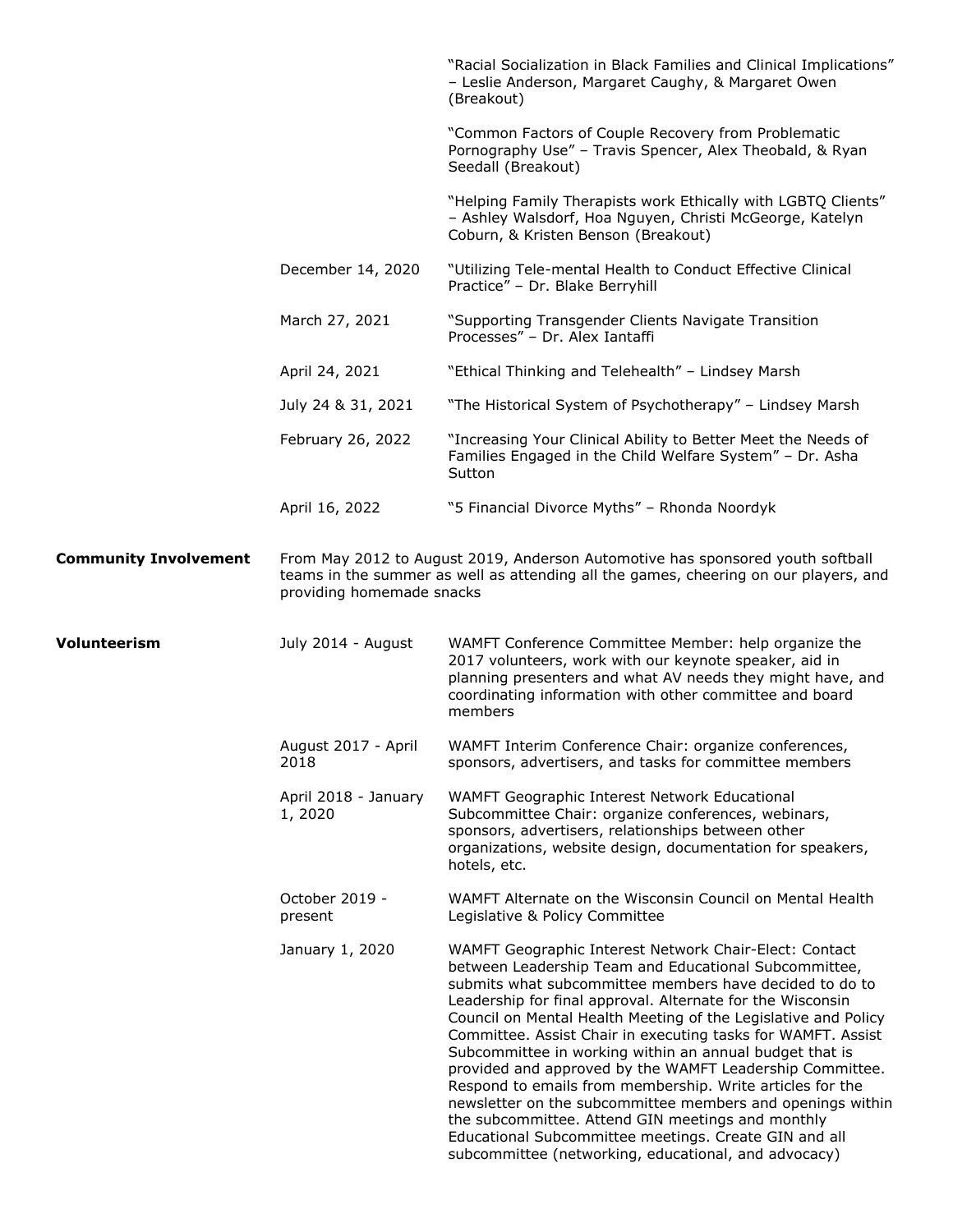| | | |
|---|---|---|
| | | "Racial Socialization in Black Families and Clinical Implications" – Leslie Anderson, Margaret Caughy, & Margaret Owen (Breakout) |
| | | "Common Factors of Couple Recovery from Problematic Pornography Use" – Travis Spencer, Alex Theobald, & Ryan Seedall (Breakout) |
| | | "Helping Family Therapists work Ethically with LGBTQ Clients" – Ashley Walsdorf, Hoa Nguyen, Christi McGeorge, Katelyn Coburn, & Kristen Benson (Breakout) |
| | December 14, 2020 | "Utilizing Tele-mental Health to Conduct Effective Clinical Practice" – Dr. Blake Berryhill |
| | March 27, 2021 | "Supporting Transgender Clients Navigate Transition Processes" – Dr. Alex Iantaffi |
| | April 24, 2021 | "Ethical Thinking and Telehealth" – Lindsey Marsh |
| | July 24 & 31, 2021 | "The Historical System of Psychotherapy" – Lindsey Marsh |
| | February 26, 2022 | "Increasing Your Clinical Ability to Better Meet the Needs of Families Engaged in the Child Welfare System" – Dr. Asha Sutton |
| | April 16, 2022 | "5 Financial Divorce Myths" – Rhonda Noordyk |

**Community Involvement**

From May 2012 to August 2019, Anderson Automotive has sponsored youth softball teams in the summer as well as attending all the games, cheering on our players, and providing homemade snacks

**Volunteerism**

| | |
|---|---|
| July 2014 - August 2017 | WAMFT Conference Committee Member: help organize the volunteers, work with our keynote speaker, aid in planning presenters and what AV needs they might have, and coordinating information with other committee and board members |
| August 2017 - April 2018 | WAMFT Interim Conference Chair: organize conferences, sponsors, advertisers, and tasks for committee members |
| April 2018 - January 1, 2020 | WAMFT Geographic Interest Network Educational Subcommittee Chair: organize conferences, webinars, sponsors, advertisers, relationships between other organizations, website design, documentation for speakers, hotels, etc. |
| October 2019 - present | WAMFT Alternate on the Wisconsin Council on Mental Health Legislative & Policy Committee |
| January 1, 2020 | WAMFT Geographic Interest Network Chair-Elect: Contact between Leadership Team and Educational Subcommittee, submits what subcommittee members have decided to do to Leadership for final approval. Alternate for the Wisconsin Council on Mental Health Meeting of the Legislative and Policy Committee. Assist Chair in executing tasks for WAMFT. Assist Subcommittee in working within an annual budget that is provided and approved by the WAMFT Leadership Committee. Respond to emails from membership. Write articles for the newsletter on the subcommittee members and openings within the subcommittee. Attend GIN meetings and monthly Educational Subcommittee meetings. Create GIN and all subcommittee (networking, educational, and advocacy) |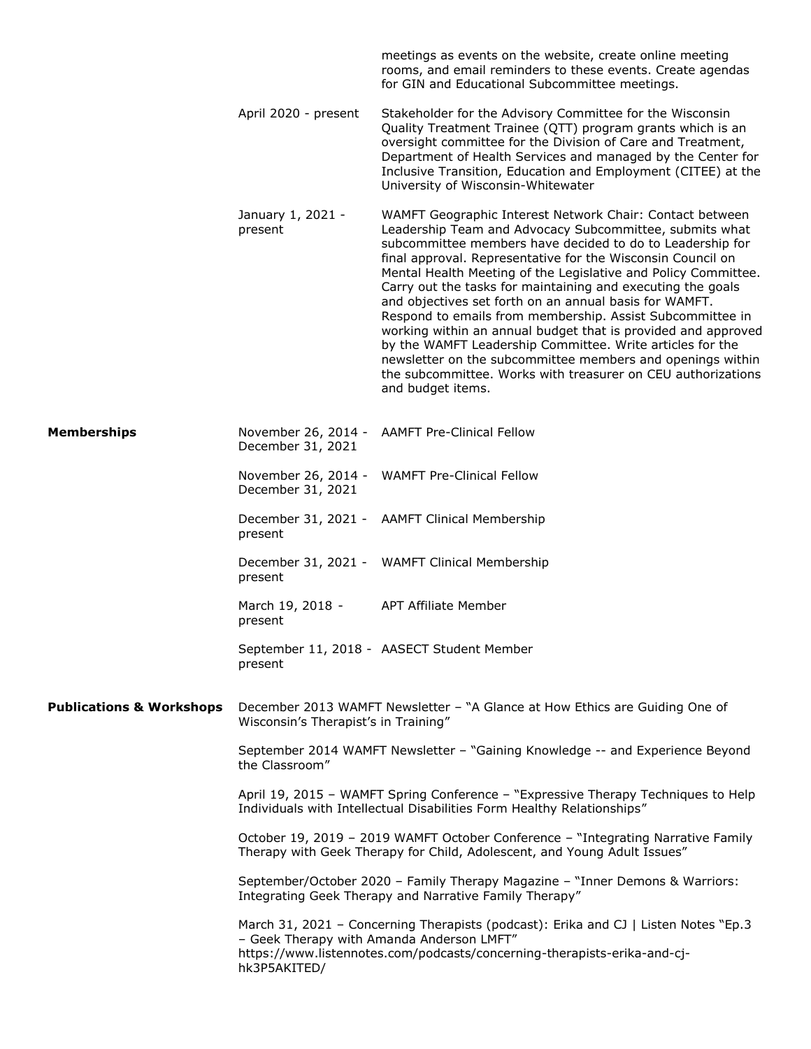| | | |
|---|---|---|
| | | meetings as events on the website, create online meeting rooms, and email reminders to these events. Create agendas for GIN and Educational Subcommittee meetings. |
| | April 2020 - present | Stakeholder for the Advisory Committee for the Wisconsin Quality Treatment Trainee (QTT) program grants which is an oversight committee for the Division of Care and Treatment, Department of Health Services and managed by the Center for Inclusive Transition, Education and Employment (CITEE) at the University of Wisconsin-Whitewater |
| | January 1, 2021 - present | WAMFT Geographic Interest Network Chair: Contact between Leadership Team and Advocacy Subcommittee, submits what subcommittee members have decided to do to Leadership for final approval. Representative for the Wisconsin Council on Mental Health Meeting of the Legislative and Policy Committee. Carry out the tasks for maintaining and executing the goals and objectives set forth on an annual basis for WAMFT. Respond to emails from membership. Assist Subcommittee in working within an annual budget that is provided and approved by the WAMFT Leadership Committee. Write articles for the newsletter on the subcommittee members and openings within the subcommittee. Works with treasurer on CEU authorizations and budget items. |
| **Memberships** | November 26, 2014 - December 31, 2021 | AAMFT Pre-Clinical Fellow |
| | November 26, 2014 - December 31, 2021 | WAMFT Pre-Clinical Fellow |
| | December 31, 2021 - present | AAMFT Clinical Membership |
| | December 31, 2021 - present | WAMFT Clinical Membership |
| | March 19, 2018 - present | APT Affiliate Member |
| | September 11, 2018 - present | AASECT Student Member |

**Publications & Workshops**

December 2013 WAMFT Newsletter – "A Glance at How Ethics are Guiding One of Wisconsin's Therapist's in Training"

September 2014 WAMFT Newsletter – "Gaining Knowledge -- and Experience Beyond the Classroom"

April 19, 2015 – WAMFT Spring Conference – "Expressive Therapy Techniques to Help Individuals with Intellectual Disabilities Form Healthy Relationships"

October 19, 2019 – 2019 WAMFT October Conference – "Integrating Narrative Family Therapy with Geek Therapy for Child, Adolescent, and Young Adult Issues"

September/October 2020 – Family Therapy Magazine – "Inner Demons & Warriors: Integrating Geek Therapy and Narrative Family Therapy"

March 31, 2021 – Concerning Therapists (podcast): Erika and CJ | Listen Notes "Ep.3 – Geek Therapy with Amanda Anderson LMFT"
https://www.listennotes.com/podcasts/concerning-therapists-erika-and-cj-hk3P5AKITED/